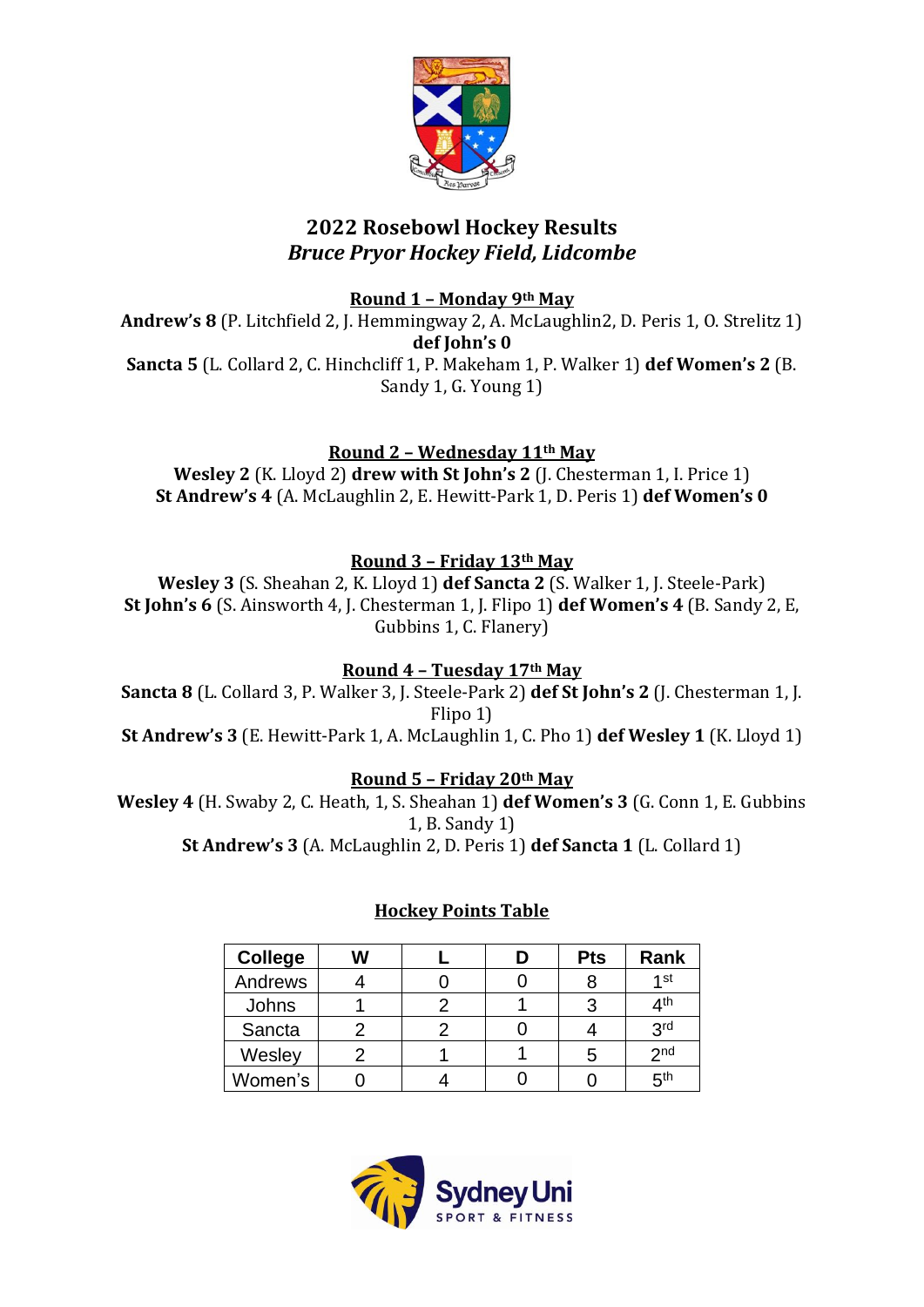# 2022 Rosebowl Hockey Results

## *Bruce Pryor Hockey Field, Lidcombe*

**Round 1 – Monday 9th May**

**Andrew's 8** (P. Litchfield 2, J. Hemmingway 2, A. McLaughlin2, D. Peris 1, O. Strelitz 1) **def John's 0**

**Sancta 5** (L. Collard 2, C. Hinchcliff 1, P. Makeham 1, P. Walker 1) **def Women's 2** (B. Sandy 1, G. Young 1)

**Round 2 – Wednesday 11th May**

**Wesley 2** (K. Lloyd 2) **drew with St John's 2** (J. Chesterman 1, I. Price 1)

**St Andrew's 4** (A. McLaughlin 2, E. Hewitt-Park 1, D. Peris 1) **def Women's 0**

**Round 3 – Friday 13th May**

**Wesley 3** (S. Sheahan 2, K. Lloyd 1) **def Sancta 2** (S. Walker 1, J. Steele-Park)

**St John's 6** (S. Ainsworth 4, J. Chesterman 1, J. Flipo 1) **def Women's 4** (B. Sandy 2, E, Gubbins 1, C. Flanery)

**Round 4 – Tuesday 17th May**

**Sancta 8** (L. Collard 3, P. Walker 3, J. Steele-Park 2) **def St John's 2** (J. Chesterman 1, J. Flipo 1)

**St Andrew's 3** (E. Hewitt-Park 1, A. McLaughlin 1, C. Pho 1) **def Wesley 1** (K. Lloyd 1)

**Round 5 – Friday 20th May**

**Wesley 4** (H. Swaby 2, C. Heath, 1, S. Sheahan 1) **def Women's 3** (G. Conn 1, E. Gubbins 1, B. Sandy 1)

**St Andrew's 3** (A. McLaughlin 2, D. Peris 1) **def Sancta 1** (L. Collard 1)

**Hockey Points Table**

| College | W | L | D | Pts | Rank |
|---|---|---|---|---|---|
| Andrews | 4 | 0 | 0 | 8 | 1st |
| Johns | 1 | 2 | 1 | 3 | 4th |
| Sancta | 2 | 2 | 0 | 4 | 3rd |
| Wesley | 2 | 1 | 1 | 5 | 2nd |
| Women's | 0 | 4 | 0 | 0 | 5th |

Sydney Uni SPORT & FITNESS